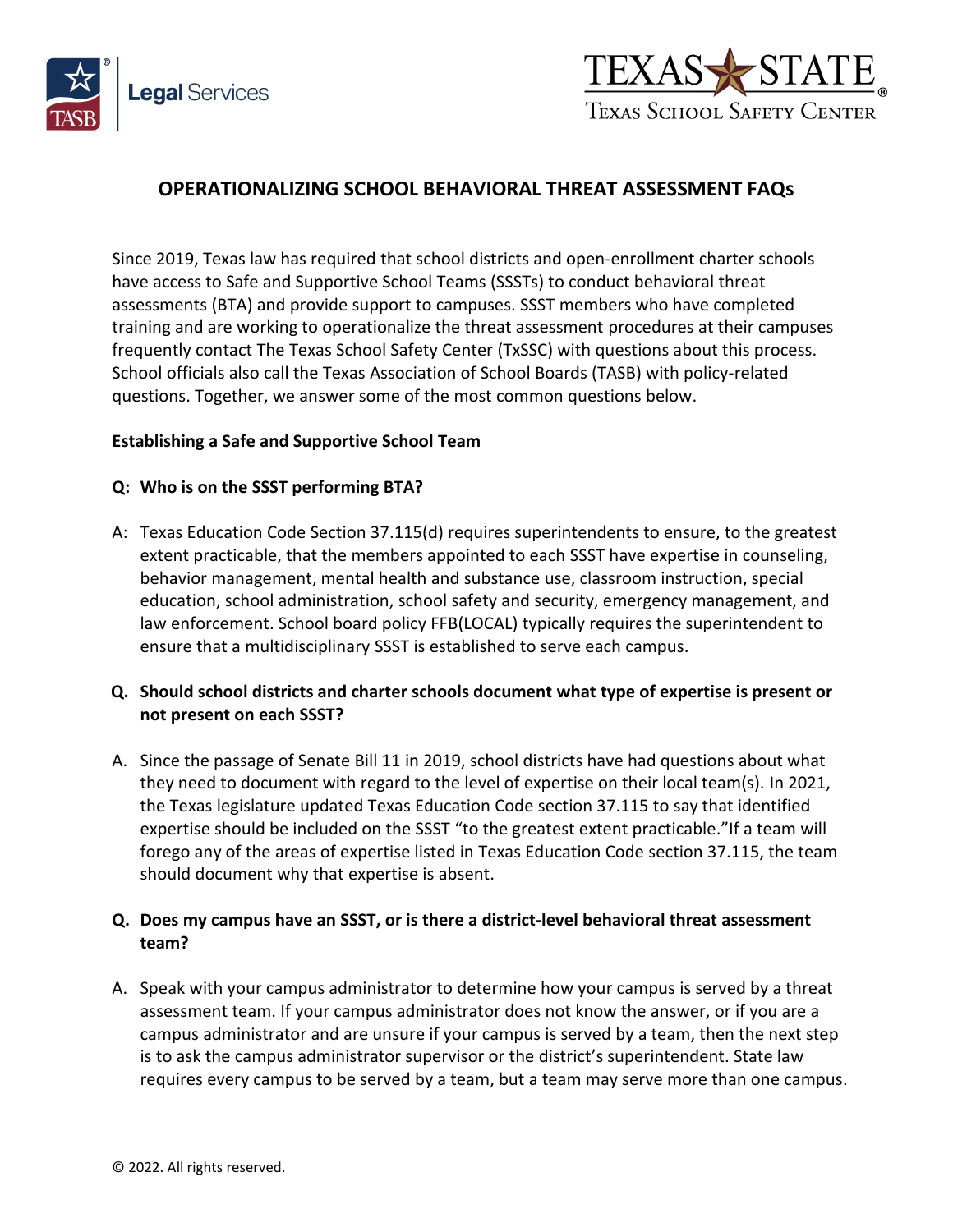TASB Legal Services

TEXAS STATE
Texas School Safety Center

# OPERATIONALIZING SCHOOL BEHAVIORAL THREAT ASSESSMENT FAQs

Since 2019, Texas law has required that school districts and open-enrollment charter schools have access to Safe and Supportive School Teams (SSSTs) to conduct behavioral threat assessments (BTA) and provide support to campuses. SSST members who have completed training and are working to operationalize the threat assessment procedures at their campuses frequently contact The Texas School Safety Center (TxSSC) with questions about this process. School officials also call the Texas Association of School Boards (TASB) with policy-related questions. Together, we answer some of the most common questions below.

## Establishing a Safe and Supportive School Team

**Q: Who is on the SSST performing BTA?**

A: Texas Education Code Section 37.115(d) requires superintendents to ensure, to the greatest extent practicable, that the members appointed to each SSST have expertise in counseling, behavior management, mental health and substance use, classroom instruction, special education, school administration, school safety and security, emergency management, and law enforcement. School board policy FFB(LOCAL) typically requires the superintendent to ensure that a multidisciplinary SSST is established to serve each campus.

**Q. Should school districts and charter schools document what type of expertise is present or not present on each SSST?**

A. Since the passage of Senate Bill 11 in 2019, school districts have had questions about what they need to document with regard to the level of expertise on their local team(s). In 2021, the Texas legislature updated Texas Education Code section 37.115 to say that identified expertise should be included on the SSST "to the greatest extent practicable."If a team will forego any of the areas of expertise listed in Texas Education Code section 37.115, the team should document why that expertise is absent.

**Q. Does my campus have an SSST, or is there a district-level behavioral threat assessment team?**

A. Speak with your campus administrator to determine how your campus is served by a threat assessment team. If your campus administrator does not know the answer, or if you are a campus administrator and are unsure if your campus is served by a team, then the next step is to ask the campus administrator supervisor or the district's superintendent. State law requires every campus to be served by a team, but a team may serve more than one campus.

© 2022. All rights reserved.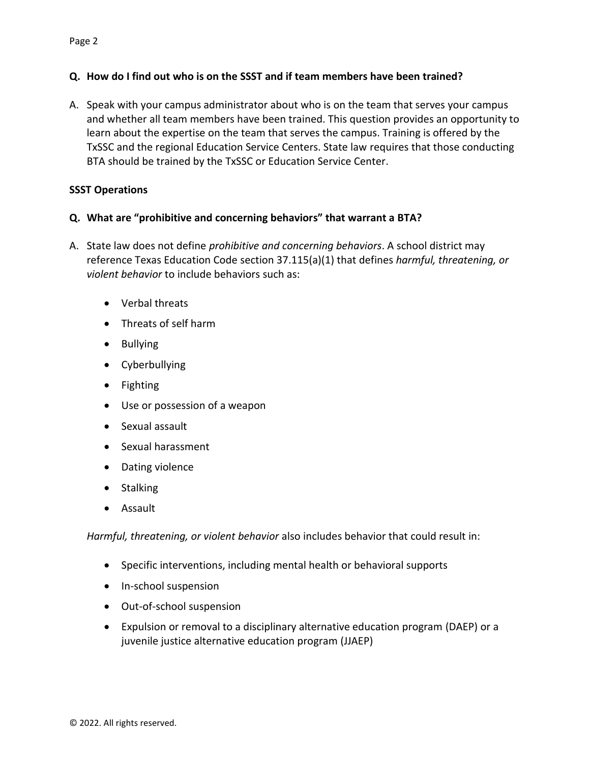**Q. How do I find out who is on the SSST and if team members have been trained?**

A. Speak with your campus administrator about who is on the team that serves your campus and whether all team members have been trained. This question provides an opportunity to learn about the expertise on the team that serves the campus. Training is offered by the TxSSC and the regional Education Service Centers. State law requires that those conducting BTA should be trained by the TxSSC or Education Service Center.

**SSST Operations**

**Q. What are "prohibitive and concerning behaviors" that warrant a BTA?**

A. State law does not define *prohibitive and concerning behaviors*. A school district may reference Texas Education Code section 37.115(a)(1) that defines *harmful, threatening, or violent behavior* to include behaviors such as:

- Verbal threats
- Threats of self harm
- Bullying
- Cyberbullying
- Fighting
- Use or possession of a weapon
- Sexual assault
- Sexual harassment
- Dating violence
- Stalking
- Assault

*Harmful, threatening, or violent behavior* also includes behavior that could result in:

- Specific interventions, including mental health or behavioral supports
- In-school suspension
- Out-of-school suspension
- Expulsion or removal to a disciplinary alternative education program (DAEP) or a juvenile justice alternative education program (JJAEP)

© 2022. All rights reserved.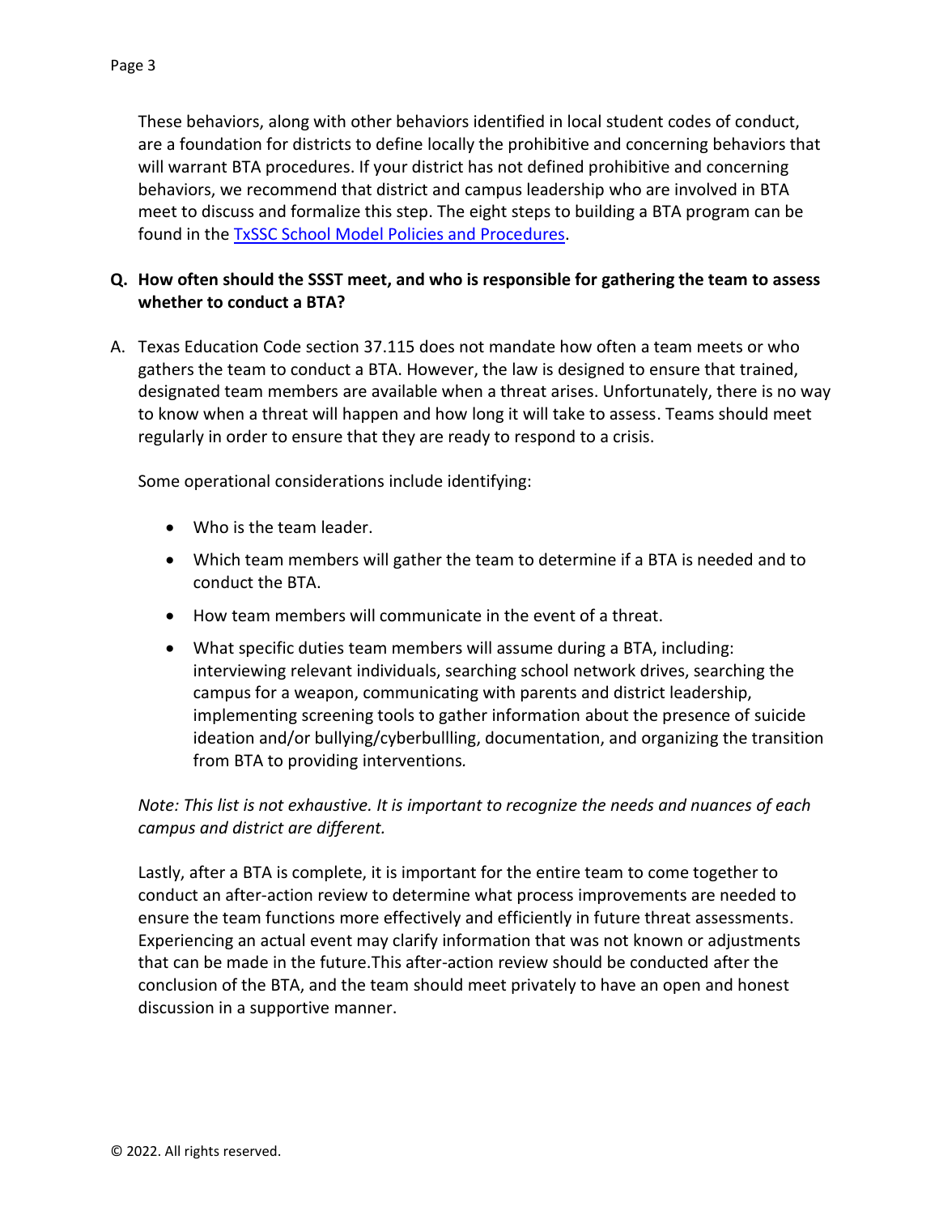These behaviors, along with other behaviors identified in local student codes of conduct, are a foundation for districts to define locally the prohibitive and concerning behaviors that will warrant BTA procedures. If your district has not defined prohibitive and concerning behaviors, we recommend that district and campus leadership who are involved in BTA meet to discuss and formalize this step. The eight steps to building a BTA program can be found in the [TxSSC School Model Policies and Procedures](#).

**Q. How often should the SSST meet, and who is responsible for gathering the team to assess whether to conduct a BTA?**

A. Texas Education Code section 37.115 does not mandate how often a team meets or who gathers the team to conduct a BTA. However, the law is designed to ensure that trained, designated team members are available when a threat arises. Unfortunately, there is no way to know when a threat will happen and how long it will take to assess. Teams should meet regularly in order to ensure that they are ready to respond to a crisis.

Some operational considerations include identifying:

- Who is the team leader.
- Which team members will gather the team to determine if a BTA is needed and to conduct the BTA.
- How team members will communicate in the event of a threat.
- What specific duties team members will assume during a BTA, including: interviewing relevant individuals, searching school network drives, searching the campus for a weapon, communicating with parents and district leadership, implementing screening tools to gather information about the presence of suicide ideation and/or bullying/cyberbullling, documentation, and organizing the transition from BTA to providing interventions.

*Note: This list is not exhaustive. It is important to recognize the needs and nuances of each campus and district are different.*

Lastly, after a BTA is complete, it is important for the entire team to come together to conduct an after-action review to determine what process improvements are needed to ensure the team functions more effectively and efficiently in future threat assessments. Experiencing an actual event may clarify information that was not known or adjustments that can be made in the future.This after-action review should be conducted after the conclusion of the BTA, and the team should meet privately to have an open and honest discussion in a supportive manner.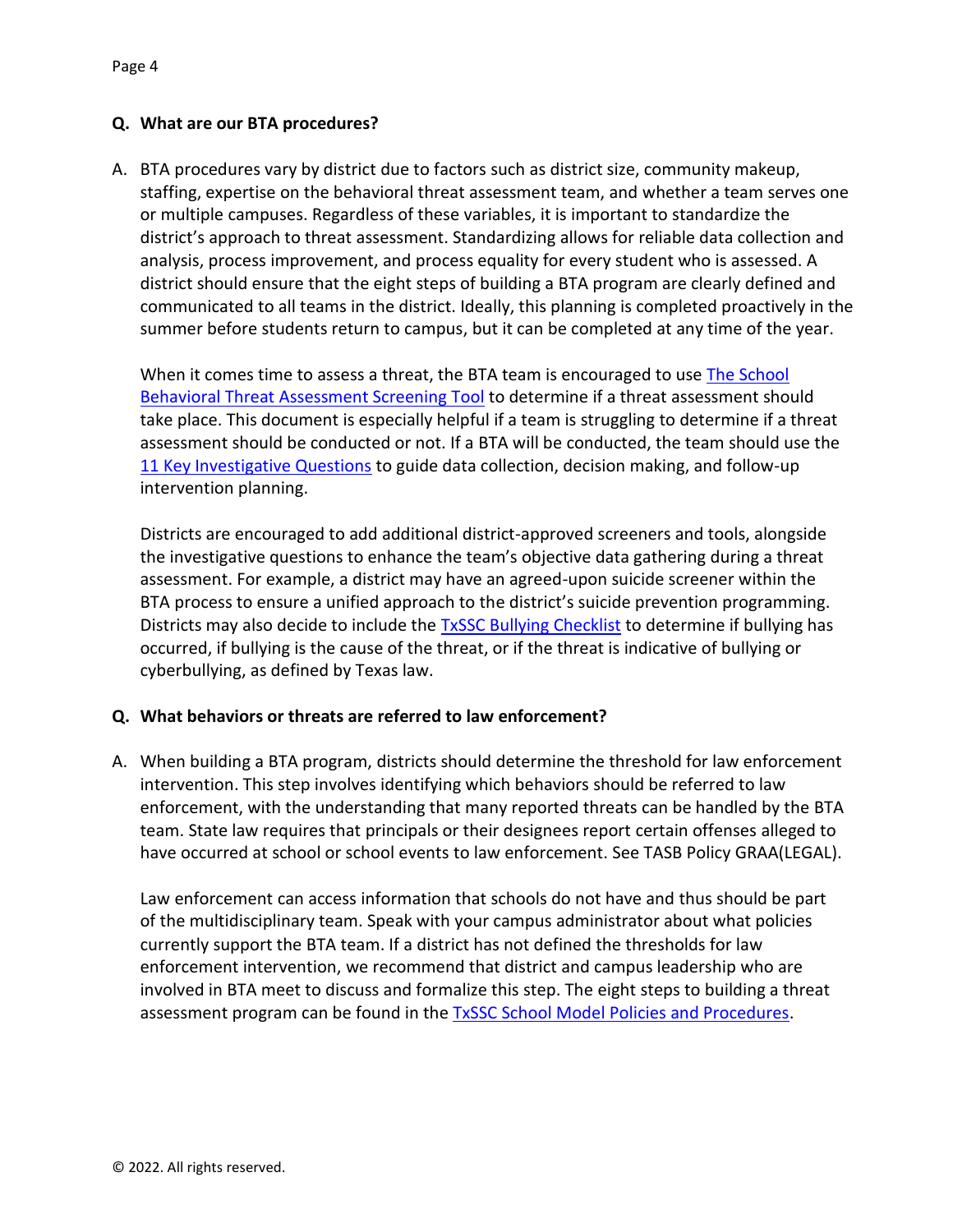**Q. What are our BTA procedures?**

A. BTA procedures vary by district due to factors such as district size, community makeup, staffing, expertise on the behavioral threat assessment team, and whether a team serves one or multiple campuses. Regardless of these variables, it is important to standardize the district's approach to threat assessment. Standardizing allows for reliable data collection and analysis, process improvement, and process equality for every student who is assessed. A district should ensure that the eight steps of building a BTA program are clearly defined and communicated to all teams in the district. Ideally, this planning is completed proactively in the summer before students return to campus, but it can be completed at any time of the year.

When it comes time to assess a threat, the BTA team is encouraged to use The School Behavioral Threat Assessment Screening Tool to determine if a threat assessment should take place. This document is especially helpful if a team is struggling to determine if a threat assessment should be conducted or not. If a BTA will be conducted, the team should use the 11 Key Investigative Questions to guide data collection, decision making, and follow-up intervention planning.

Districts are encouraged to add additional district-approved screeners and tools, alongside the investigative questions to enhance the team's objective data gathering during a threat assessment. For example, a district may have an agreed-upon suicide screener within the BTA process to ensure a unified approach to the district's suicide prevention programming. Districts may also decide to include the TxSSC Bullying Checklist to determine if bullying has occurred, if bullying is the cause of the threat, or if the threat is indicative of bullying or cyberbullying, as defined by Texas law.

**Q. What behaviors or threats are referred to law enforcement?**

A. When building a BTA program, districts should determine the threshold for law enforcement intervention. This step involves identifying which behaviors should be referred to law enforcement, with the understanding that many reported threats can be handled by the BTA team. State law requires that principals or their designees report certain offenses alleged to have occurred at school or school events to law enforcement. See TASB Policy GRAA(LEGAL).

Law enforcement can access information that schools do not have and thus should be part of the multidisciplinary team. Speak with your campus administrator about what policies currently support the BTA team. If a district has not defined the thresholds for law enforcement intervention, we recommend that district and campus leadership who are involved in BTA meet to discuss and formalize this step. The eight steps to building a threat assessment program can be found in the TxSSC School Model Policies and Procedures.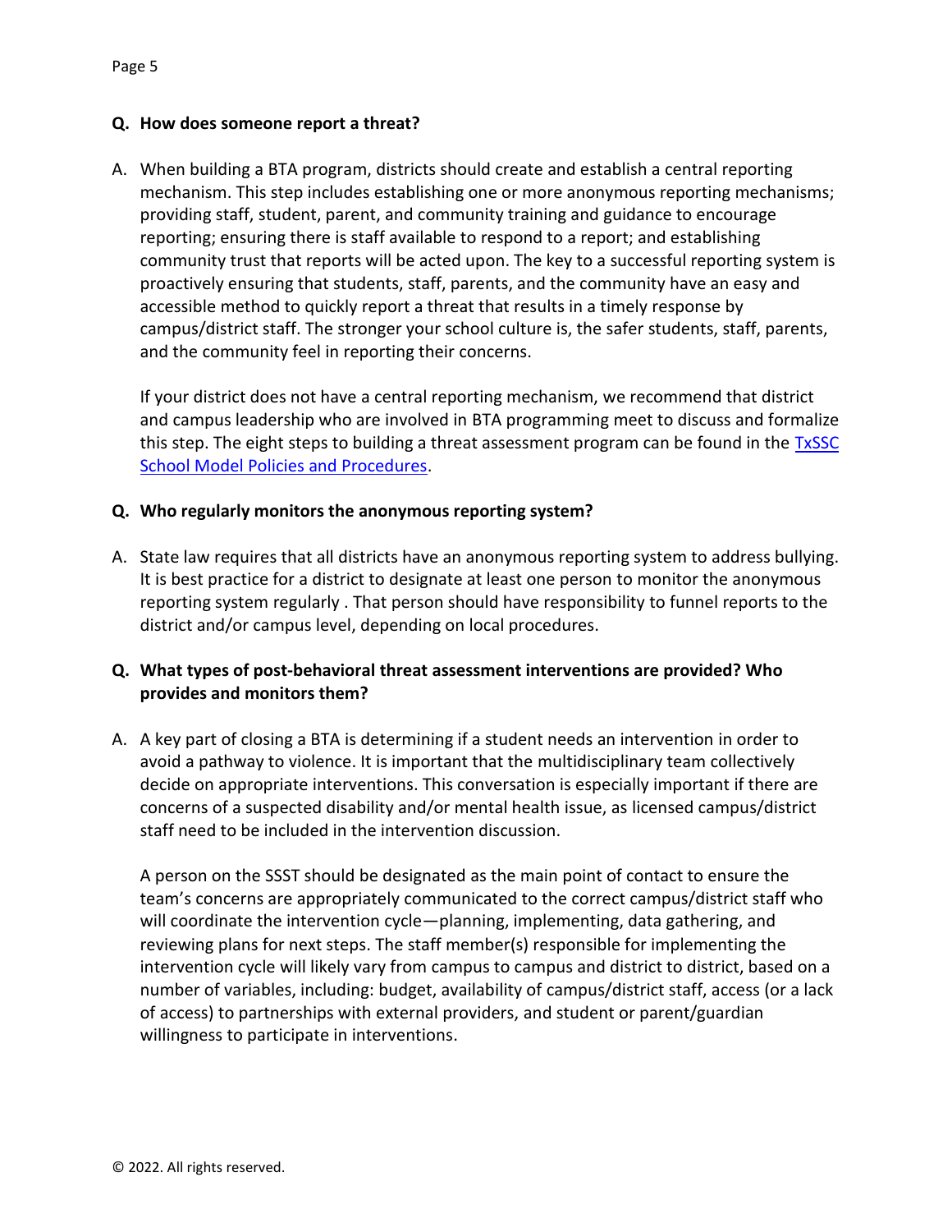**Q. How does someone report a threat?**

A. When building a BTA program, districts should create and establish a central reporting mechanism. This step includes establishing one or more anonymous reporting mechanisms; providing staff, student, parent, and community training and guidance to encourage reporting; ensuring there is staff available to respond to a report; and establishing community trust that reports will be acted upon. The key to a successful reporting system is proactively ensuring that students, staff, parents, and the community have an easy and accessible method to quickly report a threat that results in a timely response by campus/district staff. The stronger your school culture is, the safer students, staff, parents, and the community feel in reporting their concerns.

If your district does not have a central reporting mechanism, we recommend that district and campus leadership who are involved in BTA programming meet to discuss and formalize this step. The eight steps to building a threat assessment program can be found in the [TxSSC School Model Policies and Procedures].

**Q. Who regularly monitors the anonymous reporting system?**

A. State law requires that all districts have an anonymous reporting system to address bullying. It is best practice for a district to designate at least one person to monitor the anonymous reporting system regularly . That person should have responsibility to funnel reports to the district and/or campus level, depending on local procedures.

**Q. What types of post-behavioral threat assessment interventions are provided? Who provides and monitors them?**

A. A key part of closing a BTA is determining if a student needs an intervention in order to avoid a pathway to violence. It is important that the multidisciplinary team collectively decide on appropriate interventions. This conversation is especially important if there are concerns of a suspected disability and/or mental health issue, as licensed campus/district staff need to be included in the intervention discussion.

A person on the SSST should be designated as the main point of contact to ensure the team's concerns are appropriately communicated to the correct campus/district staff who will coordinate the intervention cycle—planning, implementing, data gathering, and reviewing plans for next steps. The staff member(s) responsible for implementing the intervention cycle will likely vary from campus to campus and district to district, based on a number of variables, including: budget, availability of campus/district staff, access (or a lack of access) to partnerships with external providers, and student or parent/guardian willingness to participate in interventions.

© 2022. All rights reserved.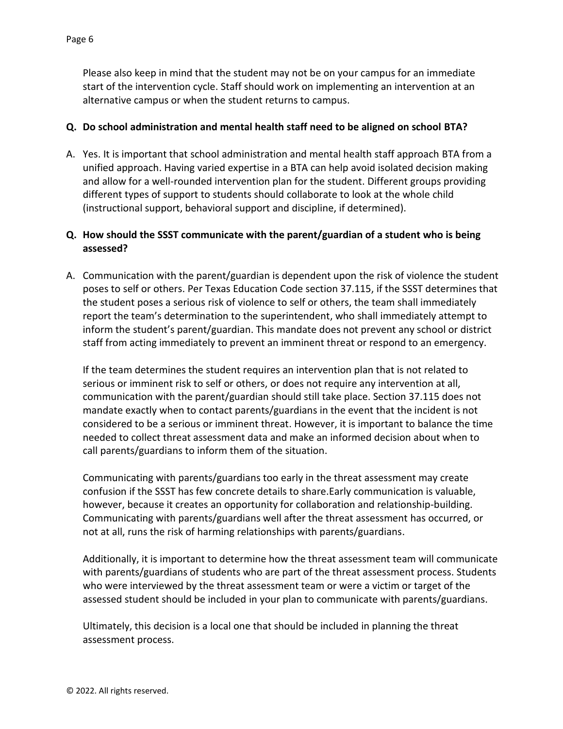Please also keep in mind that the student may not be on your campus for an immediate start of the intervention cycle. Staff should work on implementing an intervention at an alternative campus or when the student returns to campus.

**Q. Do school administration and mental health staff need to be aligned on school BTA?**

A. Yes. It is important that school administration and mental health staff approach BTA from a unified approach. Having varied expertise in a BTA can help avoid isolated decision making and allow for a well-rounded intervention plan for the student. Different groups providing different types of support to students should collaborate to look at the whole child (instructional support, behavioral support and discipline, if determined).

**Q. How should the SSST communicate with the parent/guardian of a student who is being assessed?**

A. Communication with the parent/guardian is dependent upon the risk of violence the student poses to self or others. Per Texas Education Code section 37.115, if the SSST determines that the student poses a serious risk of violence to self or others, the team shall immediately report the team's determination to the superintendent, who shall immediately attempt to inform the student's parent/guardian. This mandate does not prevent any school or district staff from acting immediately to prevent an imminent threat or respond to an emergency.

If the team determines the student requires an intervention plan that is not related to serious or imminent risk to self or others, or does not require any intervention at all, communication with the parent/guardian should still take place. Section 37.115 does not mandate exactly when to contact parents/guardians in the event that the incident is not considered to be a serious or imminent threat. However, it is important to balance the time needed to collect threat assessment data and make an informed decision about when to call parents/guardians to inform them of the situation.

Communicating with parents/guardians too early in the threat assessment may create confusion if the SSST has few concrete details to share.Early communication is valuable, however, because it creates an opportunity for collaboration and relationship-building. Communicating with parents/guardians well after the threat assessment has occurred, or not at all, runs the risk of harming relationships with parents/guardians.

Additionally, it is important to determine how the threat assessment team will communicate with parents/guardians of students who are part of the threat assessment process. Students who were interviewed by the threat assessment team or were a victim or target of the assessed student should be included in your plan to communicate with parents/guardians.

Ultimately, this decision is a local one that should be included in planning the threat assessment process.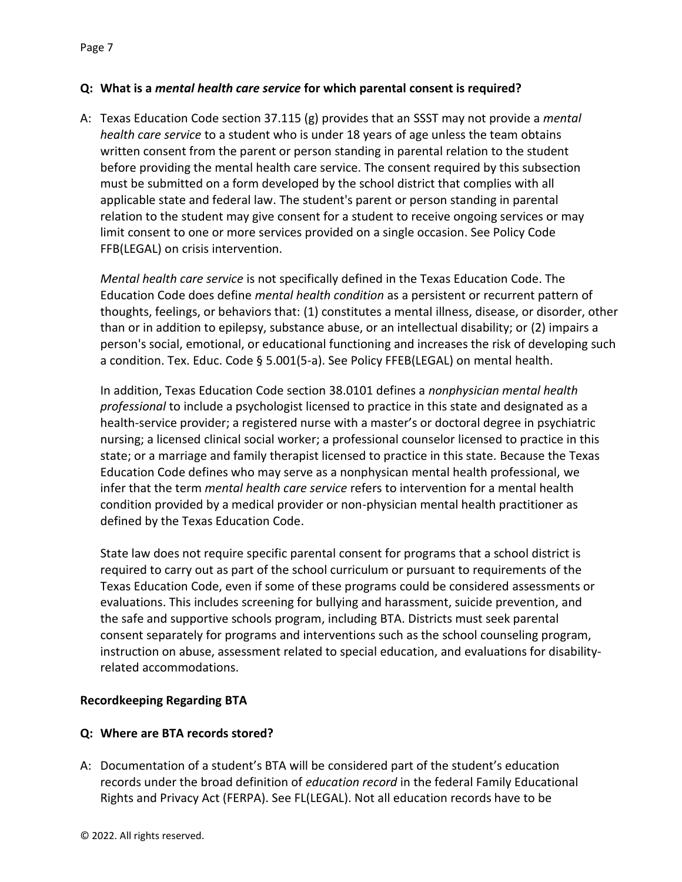**Q: What is a *mental health care service* for which parental consent is required?**

A: Texas Education Code section 37.115 (g) provides that an SSST may not provide a *mental health care service* to a student who is under 18 years of age unless the team obtains written consent from the parent or person standing in parental relation to the student before providing the mental health care service. The consent required by this subsection must be submitted on a form developed by the school district that complies with all applicable state and federal law. The student's parent or person standing in parental relation to the student may give consent for a student to receive ongoing services or may limit consent to one or more services provided on a single occasion. See Policy Code FFB(LEGAL) on crisis intervention.

*Mental health care service* is not specifically defined in the Texas Education Code. The Education Code does define *mental health condition* as a persistent or recurrent pattern of thoughts, feelings, or behaviors that: (1) constitutes a mental illness, disease, or disorder, other than or in addition to epilepsy, substance abuse, or an intellectual disability; or (2) impairs a person's social, emotional, or educational functioning and increases the risk of developing such a condition. Tex. Educ. Code § 5.001(5-a). See Policy FFEB(LEGAL) on mental health.

In addition, Texas Education Code section 38.0101 defines a *nonphysician mental health professional* to include a psychologist licensed to practice in this state and designated as a health-service provider; a registered nurse with a master's or doctoral degree in psychiatric nursing; a licensed clinical social worker; a professional counselor licensed to practice in this state; or a marriage and family therapist licensed to practice in this state. Because the Texas Education Code defines who may serve as a nonphysican mental health professional, we infer that the term *mental health care service* refers to intervention for a mental health condition provided by a medical provider or non-physician mental health practitioner as defined by the Texas Education Code.

State law does not require specific parental consent for programs that a school district is required to carry out as part of the school curriculum or pursuant to requirements of the Texas Education Code, even if some of these programs could be considered assessments or evaluations. This includes screening for bullying and harassment, suicide prevention, and the safe and supportive schools program, including BTA. Districts must seek parental consent separately for programs and interventions such as the school counseling program, instruction on abuse, assessment related to special education, and evaluations for disability-related accommodations.

**Recordkeeping Regarding BTA**

**Q: Where are BTA records stored?**

A: Documentation of a student's BTA will be considered part of the student's education records under the broad definition of *education record* in the federal Family Educational Rights and Privacy Act (FERPA). See FL(LEGAL). Not all education records have to be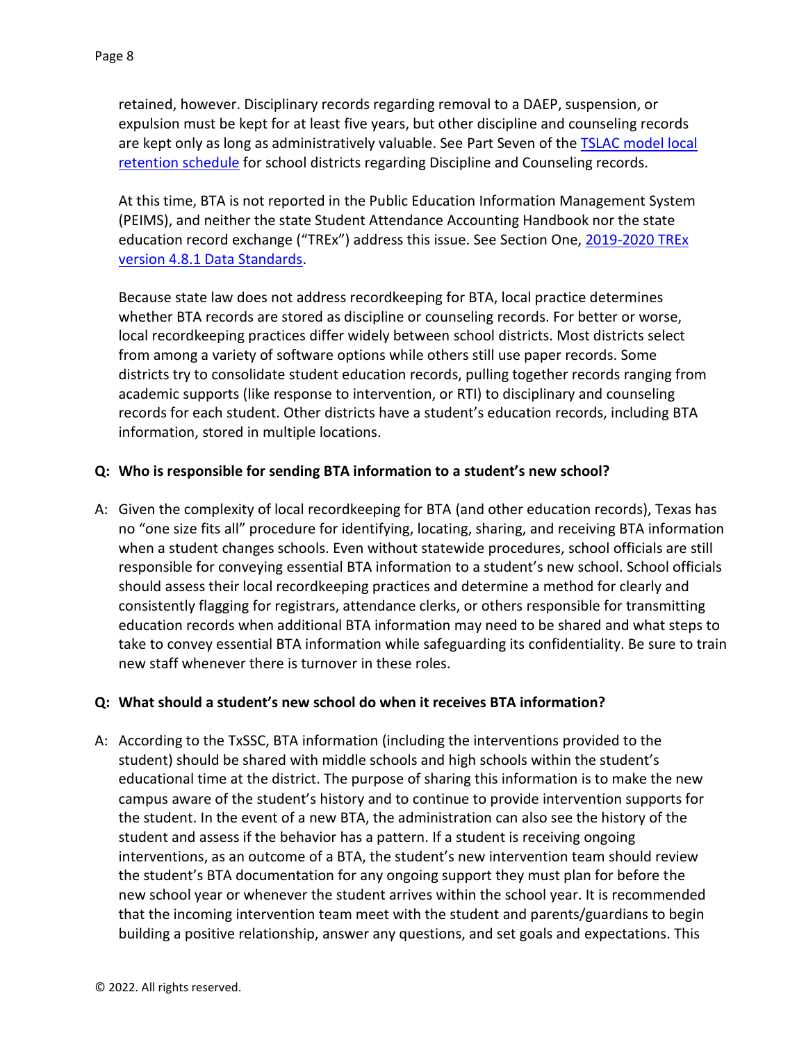retained, however. Disciplinary records regarding removal to a DAEP, suspension, or expulsion must be kept for at least five years, but other discipline and counseling records are kept only as long as administratively valuable. See Part Seven of the TSLAC model local retention schedule for school districts regarding Discipline and Counseling records.

At this time, BTA is not reported in the Public Education Information Management System (PEIMS), and neither the state Student Attendance Accounting Handbook nor the state education record exchange ("TREx") address this issue. See Section One, 2019-2020 TREx version 4.8.1 Data Standards.

Because state law does not address recordkeeping for BTA, local practice determines whether BTA records are stored as discipline or counseling records. For better or worse, local recordkeeping practices differ widely between school districts. Most districts select from among a variety of software options while others still use paper records. Some districts try to consolidate student education records, pulling together records ranging from academic supports (like response to intervention, or RTI) to disciplinary and counseling records for each student. Other districts have a student's education records, including BTA information, stored in multiple locations.

**Q: Who is responsible for sending BTA information to a student's new school?**

A: Given the complexity of local recordkeeping for BTA (and other education records), Texas has no "one size fits all" procedure for identifying, locating, sharing, and receiving BTA information when a student changes schools. Even without statewide procedures, school officials are still responsible for conveying essential BTA information to a student's new school. School officials should assess their local recordkeeping practices and determine a method for clearly and consistently flagging for registrars, attendance clerks, or others responsible for transmitting education records when additional BTA information may need to be shared and what steps to take to convey essential BTA information while safeguarding its confidentiality. Be sure to train new staff whenever there is turnover in these roles.

**Q: What should a student's new school do when it receives BTA information?**

A: According to the TxSSC, BTA information (including the interventions provided to the student) should be shared with middle schools and high schools within the student's educational time at the district. The purpose of sharing this information is to make the new campus aware of the student's history and to continue to provide intervention supports for the student. In the event of a new BTA, the administration can also see the history of the student and assess if the behavior has a pattern. If a student is receiving ongoing interventions, as an outcome of a BTA, the student's new intervention team should review the student's BTA documentation for any ongoing support they must plan for before the new school year or whenever the student arrives within the school year. It is recommended that the incoming intervention team meet with the student and parents/guardians to begin building a positive relationship, answer any questions, and set goals and expectations. This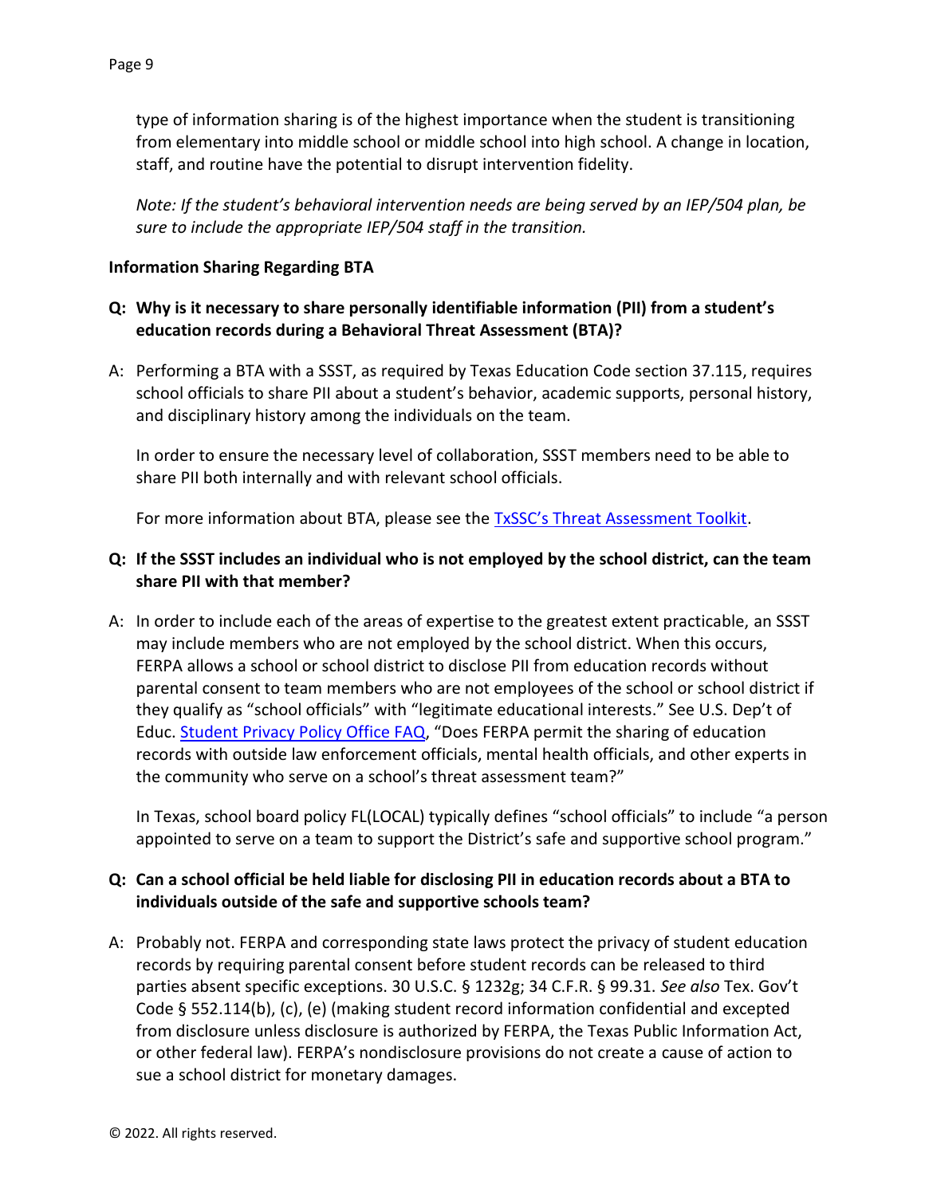type of information sharing is of the highest importance when the student is transitioning from elementary into middle school or middle school into high school. A change in location, staff, and routine have the potential to disrupt intervention fidelity.

*Note: If the student's behavioral intervention needs are being served by an IEP/504 plan, be sure to include the appropriate IEP/504 staff in the transition.*

**Information Sharing Regarding BTA**

**Q: Why is it necessary to share personally identifiable information (PII) from a student's education records during a Behavioral Threat Assessment (BTA)?**

A: Performing a BTA with a SSST, as required by Texas Education Code section 37.115, requires school officials to share PII about a student's behavior, academic supports, personal history, and disciplinary history among the individuals on the team.

In order to ensure the necessary level of collaboration, SSST members need to be able to share PII both internally and with relevant school officials.

For more information about BTA, please see the [TxSSC's Threat Assessment Toolkit](TxSSC's Threat Assessment Toolkit).

**Q: If the SSST includes an individual who is not employed by the school district, can the team share PII with that member?**

A: In order to include each of the areas of expertise to the greatest extent practicable, an SSST may include members who are not employed by the school district. When this occurs, FERPA allows a school or school district to disclose PII from education records without parental consent to team members who are not employees of the school or school district if they qualify as "school officials" with "legitimate educational interests." See U.S. Dep't of Educ. [Student Privacy Policy Office FAQ](Student Privacy Policy Office FAQ), "Does FERPA permit the sharing of education records with outside law enforcement officials, mental health officials, and other experts in the community who serve on a school's threat assessment team?"

In Texas, school board policy FL(LOCAL) typically defines "school officials" to include "a person appointed to serve on a team to support the District's safe and supportive school program."

**Q: Can a school official be held liable for disclosing PII in education records about a BTA to individuals outside of the safe and supportive schools team?**

A: Probably not. FERPA and corresponding state laws protect the privacy of student education records by requiring parental consent before student records can be released to third parties absent specific exceptions. 30 U.S.C. § 1232g; 34 C.F.R. § 99.31. *See also* Tex. Gov't Code § 552.114(b), (c), (e) (making student record information confidential and excepted from disclosure unless disclosure is authorized by FERPA, the Texas Public Information Act, or other federal law). FERPA's nondisclosure provisions do not create a cause of action to sue a school district for monetary damages.

© 2022. All rights reserved.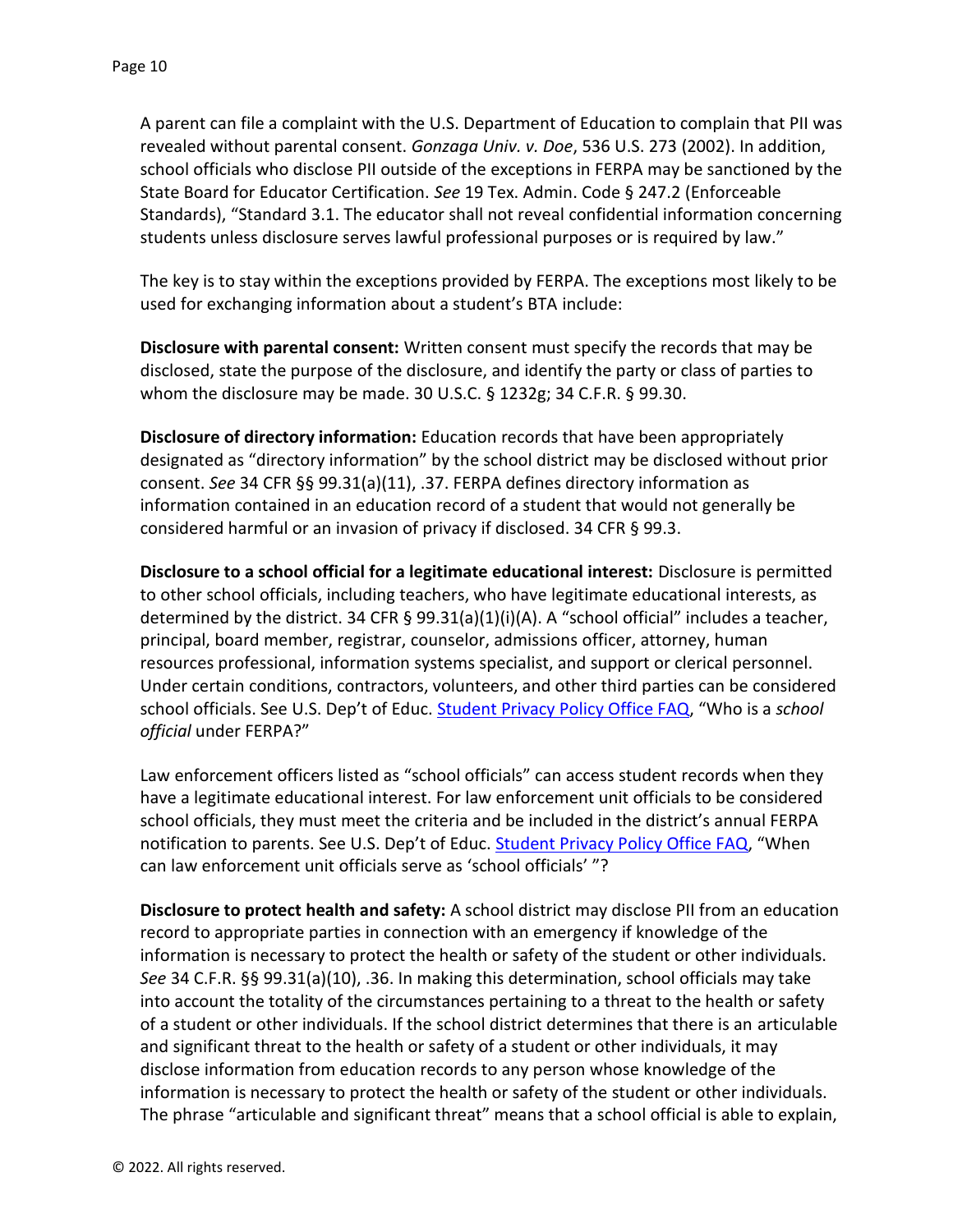A parent can file a complaint with the U.S. Department of Education to complain that PII was revealed without parental consent. *Gonzaga Univ. v. Doe*, 536 U.S. 273 (2002). In addition, school officials who disclose PII outside of the exceptions in FERPA may be sanctioned by the State Board for Educator Certification. *See* 19 Tex. Admin. Code § 247.2 (Enforceable Standards), "Standard 3.1. The educator shall not reveal confidential information concerning students unless disclosure serves lawful professional purposes or is required by law."

The key is to stay within the exceptions provided by FERPA. The exceptions most likely to be used for exchanging information about a student's BTA include:

**Disclosure with parental consent:** Written consent must specify the records that may be disclosed, state the purpose of the disclosure, and identify the party or class of parties to whom the disclosure may be made. 30 U.S.C. § 1232g; 34 C.F.R. § 99.30.

**Disclosure of directory information:** Education records that have been appropriately designated as "directory information" by the school district may be disclosed without prior consent. *See* 34 CFR §§ 99.31(a)(11), .37. FERPA defines directory information as information contained in an education record of a student that would not generally be considered harmful or an invasion of privacy if disclosed. 34 CFR § 99.3.

**Disclosure to a school official for a legitimate educational interest:** Disclosure is permitted to other school officials, including teachers, who have legitimate educational interests, as determined by the district. 34 CFR § 99.31(a)(1)(i)(A). A "school official" includes a teacher, principal, board member, registrar, counselor, admissions officer, attorney, human resources professional, information systems specialist, and support or clerical personnel. Under certain conditions, contractors, volunteers, and other third parties can be considered school officials. See U.S. Dep't of Educ. [Student Privacy Policy Office FAQ](), "Who is a *school official* under FERPA?"

Law enforcement officers listed as "school officials" can access student records when they have a legitimate educational interest. For law enforcement unit officials to be considered school officials, they must meet the criteria and be included in the district's annual FERPA notification to parents. See U.S. Dep't of Educ. [Student Privacy Policy Office FAQ](), "When can law enforcement unit officials serve as 'school officials' "?

**Disclosure to protect health and safety:** A school district may disclose PII from an education record to appropriate parties in connection with an emergency if knowledge of the information is necessary to protect the health or safety of the student or other individuals. *See* 34 C.F.R. §§ 99.31(a)(10), .36. In making this determination, school officials may take into account the totality of the circumstances pertaining to a threat to the health or safety of a student or other individuals. If the school district determines that there is an articulable and significant threat to the health or safety of a student or other individuals, it may disclose information from education records to any person whose knowledge of the information is necessary to protect the health or safety of the student or other individuals. The phrase "articulable and significant threat" means that a school official is able to explain,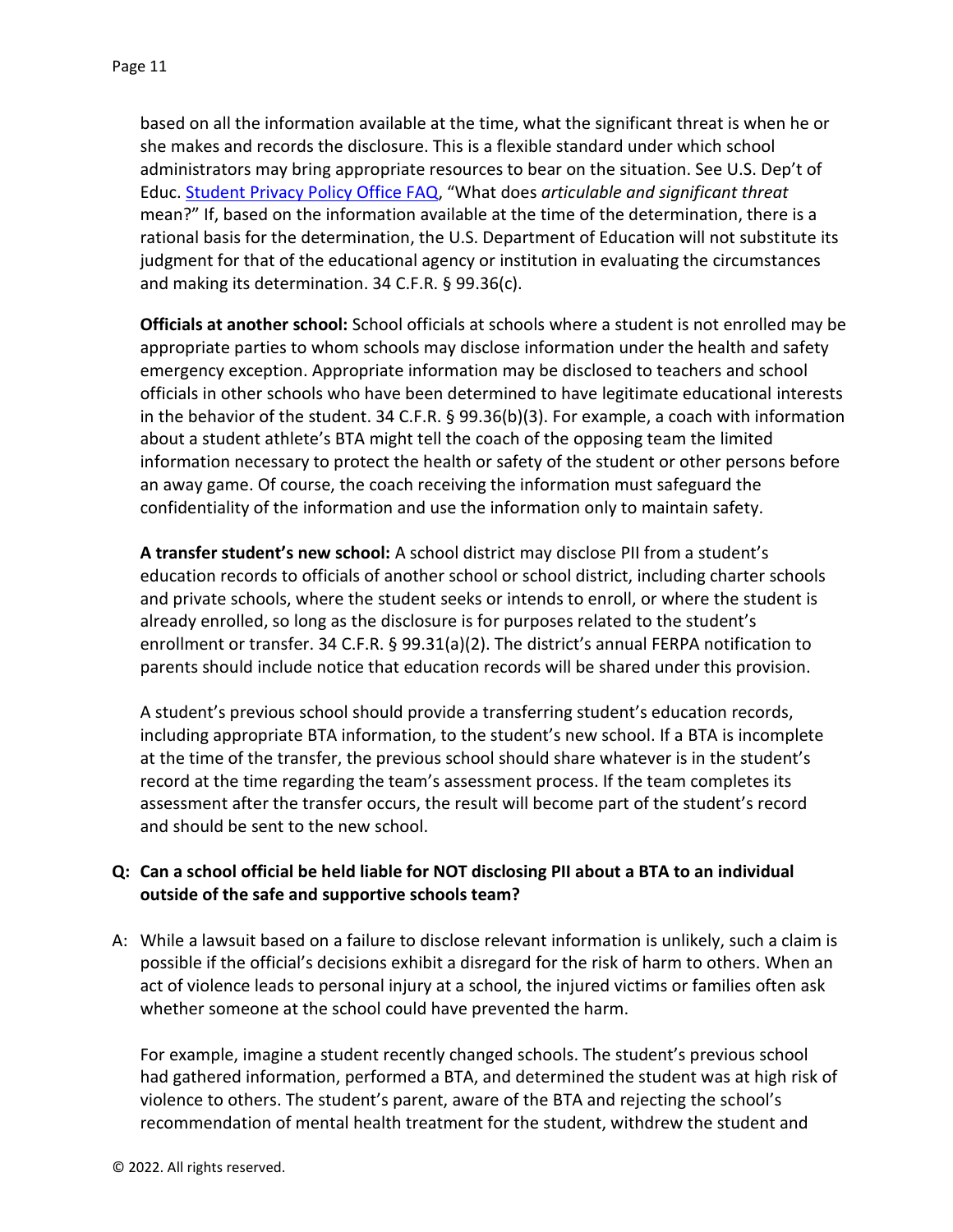based on all the information available at the time, what the significant threat is when he or she makes and records the disclosure. This is a flexible standard under which school administrators may bring appropriate resources to bear on the situation. See U.S. Dep't of Educ. [Student Privacy Policy Office FAQ](), "What does *articulable and significant threat* mean?" If, based on the information available at the time of the determination, there is a rational basis for the determination, the U.S. Department of Education will not substitute its judgment for that of the educational agency or institution in evaluating the circumstances and making its determination. 34 C.F.R. § 99.36(c).

**Officials at another school:** School officials at schools where a student is not enrolled may be appropriate parties to whom schools may disclose information under the health and safety emergency exception. Appropriate information may be disclosed to teachers and school officials in other schools who have been determined to have legitimate educational interests in the behavior of the student. 34 C.F.R. § 99.36(b)(3). For example, a coach with information about a student athlete's BTA might tell the coach of the opposing team the limited information necessary to protect the health or safety of the student or other persons before an away game. Of course, the coach receiving the information must safeguard the confidentiality of the information and use the information only to maintain safety.

**A transfer student's new school:** A school district may disclose PII from a student's education records to officials of another school or school district, including charter schools and private schools, where the student seeks or intends to enroll, or where the student is already enrolled, so long as the disclosure is for purposes related to the student's enrollment or transfer. 34 C.F.R. § 99.31(a)(2). The district's annual FERPA notification to parents should include notice that education records will be shared under this provision.

A student's previous school should provide a transferring student's education records, including appropriate BTA information, to the student's new school. If a BTA is incomplete at the time of the transfer, the previous school should share whatever is in the student's record at the time regarding the team's assessment process. If the team completes its assessment after the transfer occurs, the result will become part of the student's record and should be sent to the new school.

**Q: Can a school official be held liable for NOT disclosing PII about a BTA to an individual outside of the safe and supportive schools team?**

A: While a lawsuit based on a failure to disclose relevant information is unlikely, such a claim is possible if the official's decisions exhibit a disregard for the risk of harm to others. When an act of violence leads to personal injury at a school, the injured victims or families often ask whether someone at the school could have prevented the harm.

For example, imagine a student recently changed schools. The student's previous school had gathered information, performed a BTA, and determined the student was at high risk of violence to others. The student's parent, aware of the BTA and rejecting the school's recommendation of mental health treatment for the student, withdrew the student and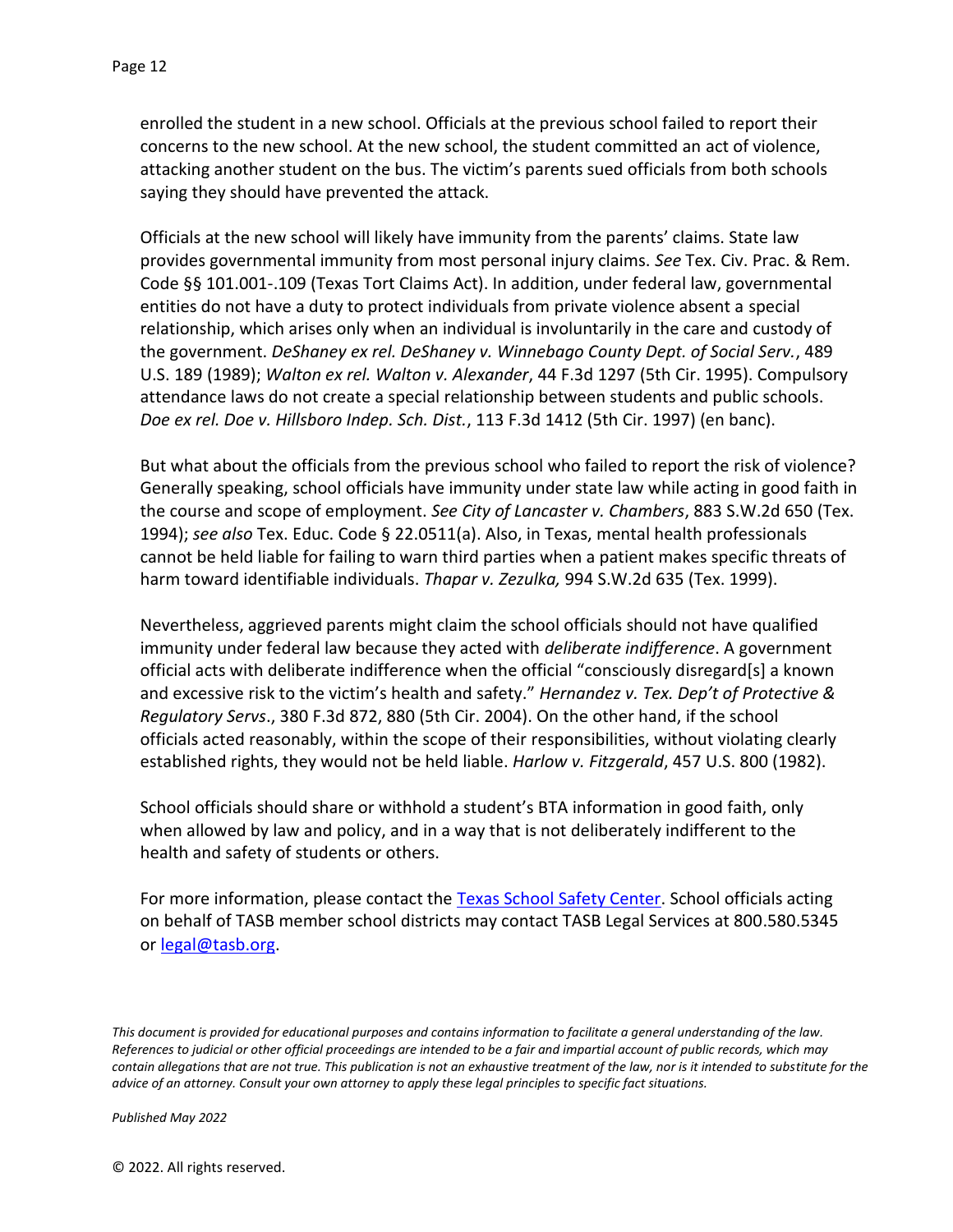enrolled the student in a new school. Officials at the previous school failed to report their concerns to the new school. At the new school, the student committed an act of violence, attacking another student on the bus. The victim's parents sued officials from both schools saying they should have prevented the attack.

Officials at the new school will likely have immunity from the parents' claims. State law provides governmental immunity from most personal injury claims. *See* Tex. Civ. Prac. & Rem. Code §§ 101.001-.109 (Texas Tort Claims Act). In addition, under federal law, governmental entities do not have a duty to protect individuals from private violence absent a special relationship, which arises only when an individual is involuntarily in the care and custody of the government. *DeShaney ex rel. DeShaney v. Winnebago County Dept. of Social Serv.*, 489 U.S. 189 (1989); *Walton ex rel. Walton v. Alexander*, 44 F.3d 1297 (5th Cir. 1995). Compulsory attendance laws do not create a special relationship between students and public schools. *Doe ex rel. Doe v. Hillsboro Indep. Sch. Dist.*, 113 F.3d 1412 (5th Cir. 1997) (en banc).

But what about the officials from the previous school who failed to report the risk of violence? Generally speaking, school officials have immunity under state law while acting in good faith in the course and scope of employment. *See City of Lancaster v. Chambers*, 883 S.W.2d 650 (Tex. 1994); *see also* Tex. Educ. Code § 22.0511(a). Also, in Texas, mental health professionals cannot be held liable for failing to warn third parties when a patient makes specific threats of harm toward identifiable individuals. *Thapar v. Zezulka,* 994 S.W.2d 635 (Tex. 1999).

Nevertheless, aggrieved parents might claim the school officials should not have qualified immunity under federal law because they acted with *deliberate indifference*. A government official acts with deliberate indifference when the official "consciously disregard[s] a known and excessive risk to the victim's health and safety." *Hernandez v. Tex. Dep't of Protective & Regulatory Servs*., 380 F.3d 872, 880 (5th Cir. 2004). On the other hand, if the school officials acted reasonably, within the scope of their responsibilities, without violating clearly established rights, they would not be held liable. *Harlow v. Fitzgerald*, 457 U.S. 800 (1982).

School officials should share or withhold a student's BTA information in good faith, only when allowed by law and policy, and in a way that is not deliberately indifferent to the health and safety of students or others.

For more information, please contact the [Texas School Safety Center](). School officials acting on behalf of TASB member school districts may contact TASB Legal Services at 800.580.5345 or [legal@tasb.org]().

*This document is provided for educational purposes and contains information to facilitate a general understanding of the law. References to judicial or other official proceedings are intended to be a fair and impartial account of public records, which may contain allegations that are not true. This publication is not an exhaustive treatment of the law, nor is it intended to substitute for the advice of an attorney. Consult your own attorney to apply these legal principles to specific fact situations.*

*Published May 2022*

© 2022. All rights reserved.